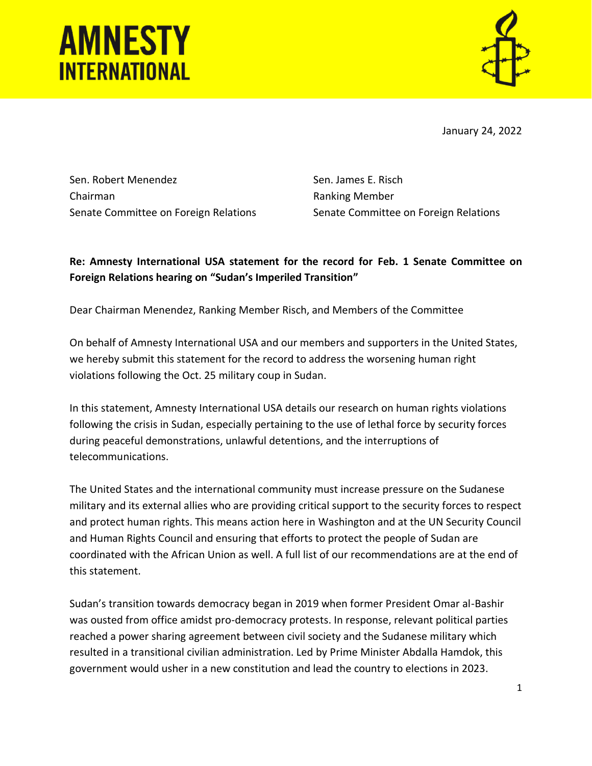**AMNESTY INTERNATIONAL**

January 24, 2022

Sen. Robert Menendez
Chairman
Senate Committee on Foreign Relations

Sen. James E. Risch
Ranking Member
Senate Committee on Foreign Relations

**Re: Amnesty International USA statement for the record for Feb. 1 Senate Committee on Foreign Relations hearing on "Sudan's Imperiled Transition"**

Dear Chairman Menendez, Ranking Member Risch, and Members of the Committee

On behalf of Amnesty International USA and our members and supporters in the United States, we hereby submit this statement for the record to address the worsening human right violations following the Oct. 25 military coup in Sudan.

In this statement, Amnesty International USA details our research on human rights violations following the crisis in Sudan, especially pertaining to the use of lethal force by security forces during peaceful demonstrations, unlawful detentions, and the interruptions of telecommunications.

The United States and the international community must increase pressure on the Sudanese military and its external allies who are providing critical support to the security forces to respect and protect human rights. This means action here in Washington and at the UN Security Council and Human Rights Council and ensuring that efforts to protect the people of Sudan are coordinated with the African Union as well. A full list of our recommendations are at the end of this statement.

Sudan's transition towards democracy began in 2019 when former President Omar al-Bashir was ousted from office amidst pro-democracy protests. In response, relevant political parties reached a power sharing agreement between civil society and the Sudanese military which resulted in a transitional civilian administration. Led by Prime Minister Abdalla Hamdok, this government would usher in a new constitution and lead the country to elections in 2023.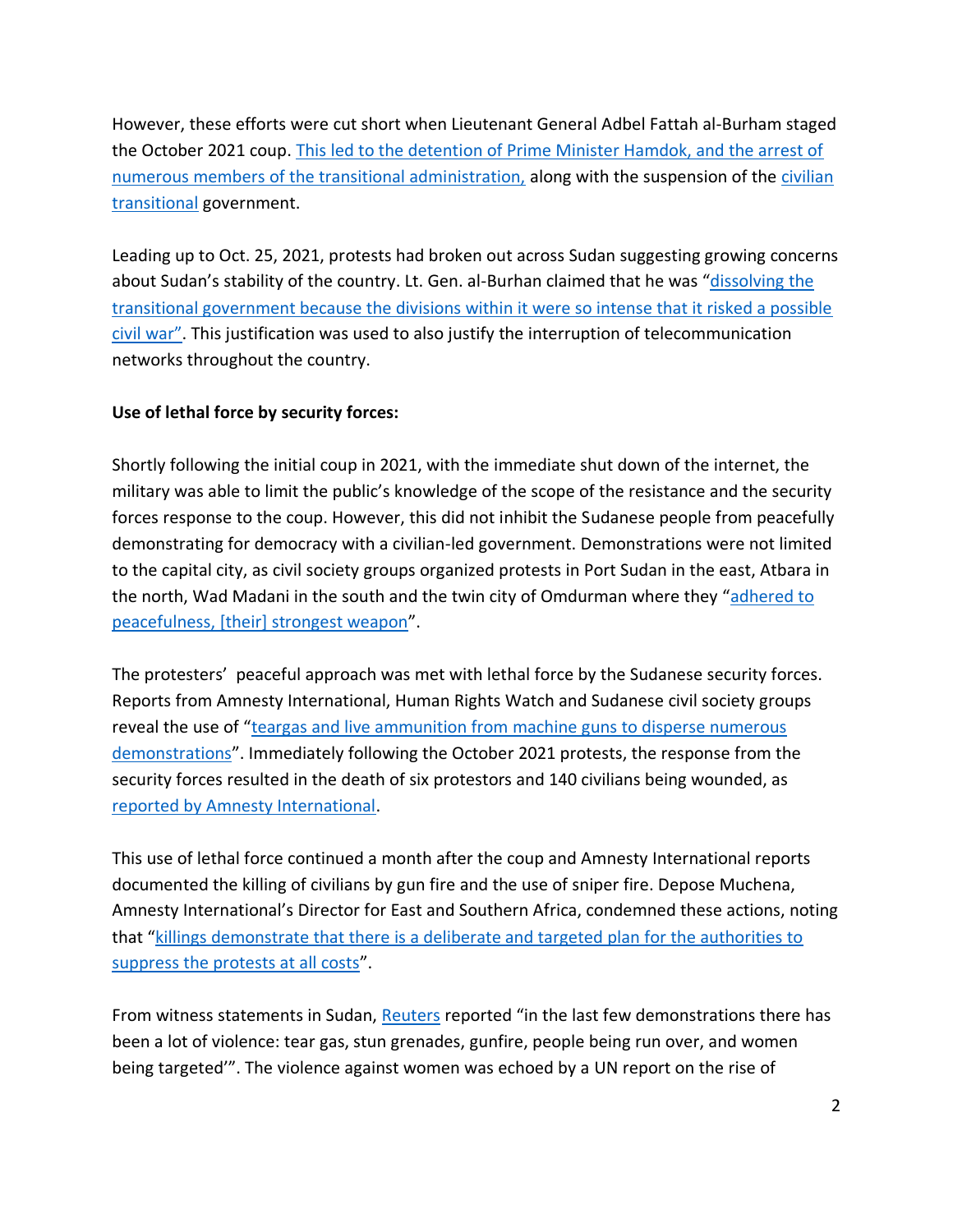However, these efforts were cut short when Lieutenant General Adbel Fattah al-Burham staged the October 2021 coup. [This led to the detention of Prime Minister Hamdok, and the arrest of numerous members of the transitional administration,]() along with the suspension of the [civilian transitional]() government.

Leading up to Oct. 25, 2021, protests had broken out across Sudan suggesting growing concerns about Sudan's stability of the country. Lt. Gen. al-Burhan claimed that he was "[dissolving the transitional government because the divisions within it were so intense that it risked a possible civil war"](). This justification was used to also justify the interruption of telecommunication networks throughout the country.

**Use of lethal force by security forces:**

Shortly following the initial coup in 2021, with the immediate shut down of the internet, the military was able to limit the public's knowledge of the scope of the resistance and the security forces response to the coup. However, this did not inhibit the Sudanese people from peacefully demonstrating for democracy with a civilian-led government. Demonstrations were not limited to the capital city, as civil society groups organized protests in Port Sudan in the east, Atbara in the north, Wad Madani in the south and the twin city of Omdurman where they "[adhered to peacefulness, [their] strongest weapon]()".

The protesters' peaceful approach was met with lethal force by the Sudanese security forces. Reports from Amnesty International, Human Rights Watch and Sudanese civil society groups reveal the use of "[teargas and live ammunition from machine guns to disperse numerous demonstrations]()". Immediately following the October 2021 protests, the response from the security forces resulted in the death of six protestors and 140 civilians being wounded, as [reported by Amnesty International]().

This use of lethal force continued a month after the coup and Amnesty International reports documented the killing of civilians by gun fire and the use of sniper fire. Depose Muchena, Amnesty International's Director for East and Southern Africa, condemned these actions, noting that "[killings demonstrate that there is a deliberate and targeted plan for the authorities to suppress the protests at all costs]()".

From witness statements in Sudan, [Reuters]() reported "in the last few demonstrations there has been a lot of violence: tear gas, stun grenades, gunfire, people being run over, and women being targeted'". The violence against women was echoed by a UN report on the rise of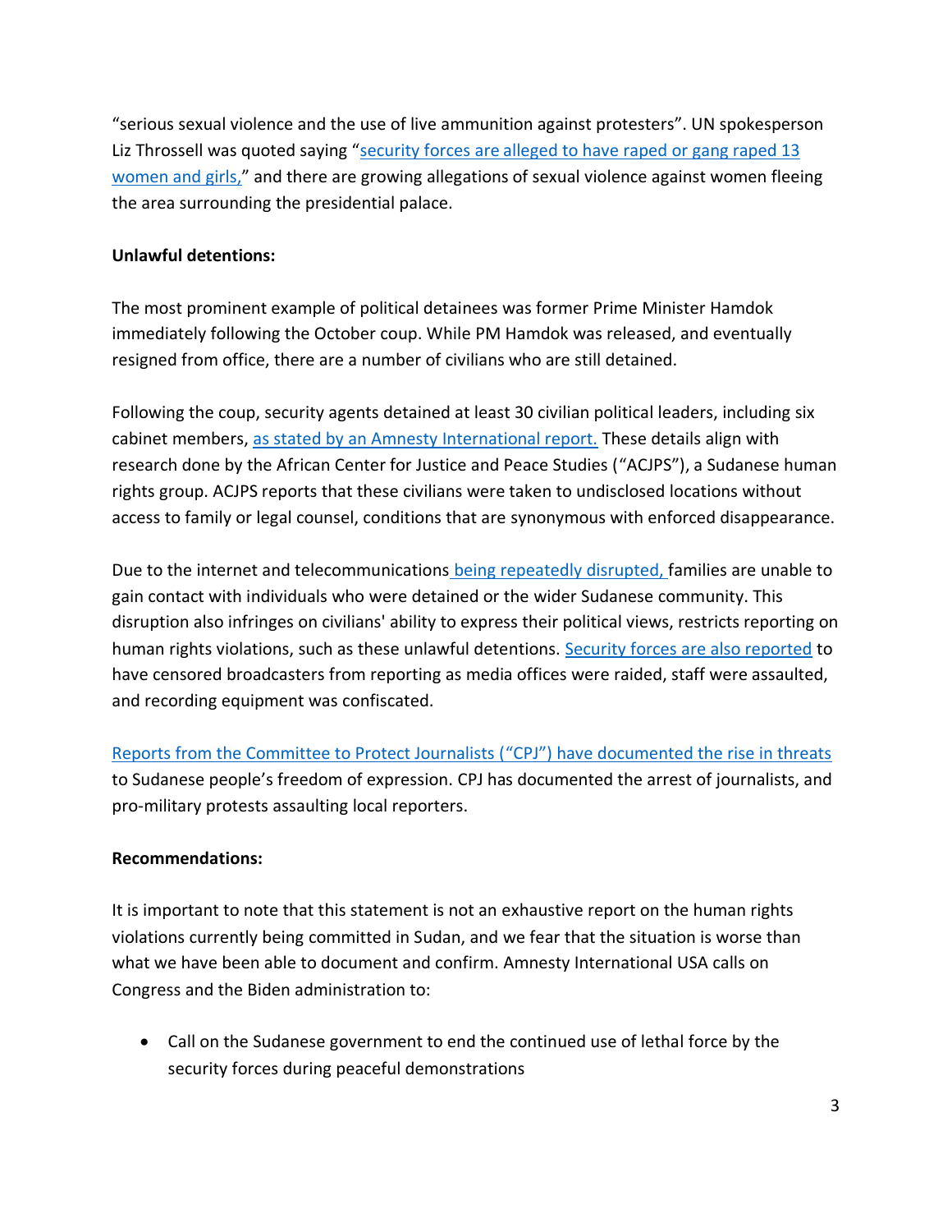"serious sexual violence and the use of live ammunition against protesters". UN spokesperson Liz Throssell was quoted saying "security forces are alleged to have raped or gang raped 13 women and girls," and there are growing allegations of sexual violence against women fleeing the area surrounding the presidential palace.

**Unlawful detentions:**

The most prominent example of political detainees was former Prime Minister Hamdok immediately following the October coup. While PM Hamdok was released, and eventually resigned from office, there are a number of civilians who are still detained.

Following the coup, security agents detained at least 30 civilian political leaders, including six cabinet members, as stated by an Amnesty International report. These details align with research done by the African Center for Justice and Peace Studies ("ACJPS"), a Sudanese human rights group. ACJPS reports that these civilians were taken to undisclosed locations without access to family or legal counsel, conditions that are synonymous with enforced disappearance.

Due to the internet and telecommunications being repeatedly disrupted, families are unable to gain contact with individuals who were detained or the wider Sudanese community. This disruption also infringes on civilians' ability to express their political views, restricts reporting on human rights violations, such as these unlawful detentions. Security forces are also reported to have censored broadcasters from reporting as media offices were raided, staff were assaulted, and recording equipment was confiscated.

Reports from the Committee to Protect Journalists ("CPJ") have documented the rise in threats to Sudanese people's freedom of expression. CPJ has documented the arrest of journalists, and pro-military protests assaulting local reporters.

**Recommendations:**

It is important to note that this statement is not an exhaustive report on the human rights violations currently being committed in Sudan, and we fear that the situation is worse than what we have been able to document and confirm. Amnesty International USA calls on Congress and the Biden administration to:

- Call on the Sudanese government to end the continued use of lethal force by the security forces during peaceful demonstrations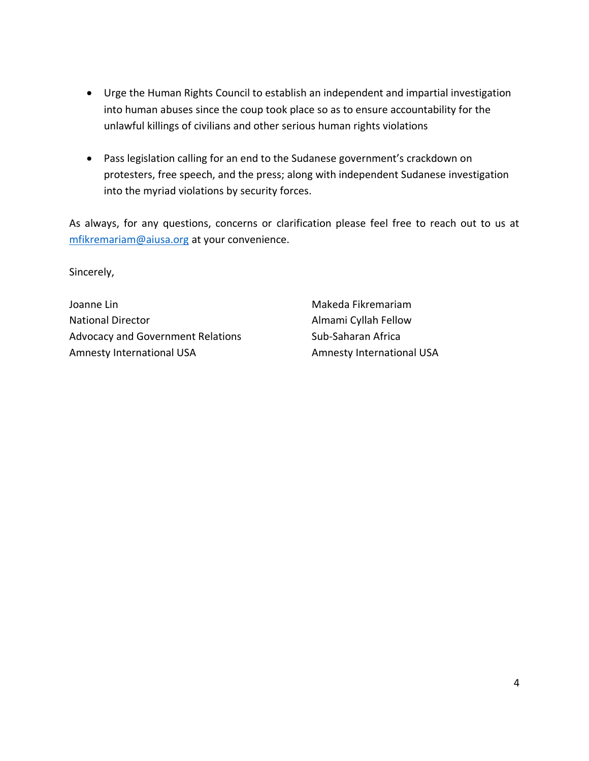- Urge the Human Rights Council to establish an independent and impartial investigation into human abuses since the coup took place so as to ensure accountability for the unlawful killings of civilians and other serious human rights violations

- Pass legislation calling for an end to the Sudanese government's crackdown on protesters, free speech, and the press; along with independent Sudanese investigation into the myriad violations by security forces.

As always, for any questions, concerns or clarification please feel free to reach out to us at mfikremariam@aiusa.org at your convenience.

Sincerely,

Joanne Lin
National Director
Advocacy and Government Relations
Amnesty International USA

Makeda Fikremariam
Almami Cyllah Fellow
Sub-Saharan Africa
Amnesty International USA